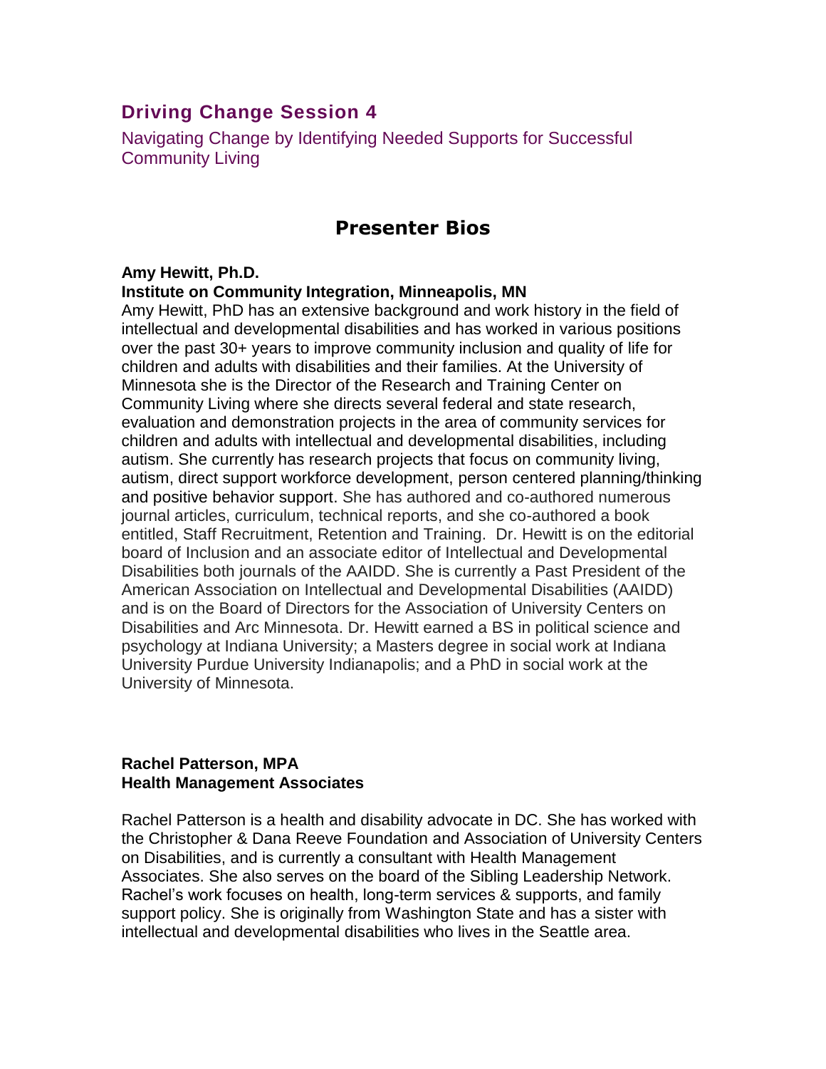## Driving Change Session 4

Navigating Change by Identifying Needed Supports for Successful Community Living

# Presenter Bios

**Amy Hewitt, Ph.D.**
**Institute on Community Integration, Minneapolis, MN**

Amy Hewitt, PhD has an extensive background and work history in the field of intellectual and developmental disabilities and has worked in various positions over the past 30+ years to improve community inclusion and quality of life for children and adults with disabilities and their families. At the University of Minnesota she is the Director of the Research and Training Center on Community Living where she directs several federal and state research, evaluation and demonstration projects in the area of community services for children and adults with intellectual and developmental disabilities, including autism. She currently has research projects that focus on community living, autism, direct support workforce development, person centered planning/thinking and positive behavior support. She has authored and co-authored numerous journal articles, curriculum, technical reports, and she co-authored a book entitled, Staff Recruitment, Retention and Training. Dr. Hewitt is on the editorial board of Inclusion and an associate editor of Intellectual and Developmental Disabilities both journals of the AAIDD. She is currently a Past President of the American Association on Intellectual and Developmental Disabilities (AAIDD) and is on the Board of Directors for the Association of University Centers on Disabilities and Arc Minnesota. Dr. Hewitt earned a BS in political science and psychology at Indiana University; a Masters degree in social work at Indiana University Purdue University Indianapolis; and a PhD in social work at the University of Minnesota.

**Rachel Patterson, MPA**
**Health Management Associates**

Rachel Patterson is a health and disability advocate in DC. She has worked with the Christopher & Dana Reeve Foundation and Association of University Centers on Disabilities, and is currently a consultant with Health Management Associates. She also serves on the board of the Sibling Leadership Network. Rachel's work focuses on health, long-term services & supports, and family support policy. She is originally from Washington State and has a sister with intellectual and developmental disabilities who lives in the Seattle area.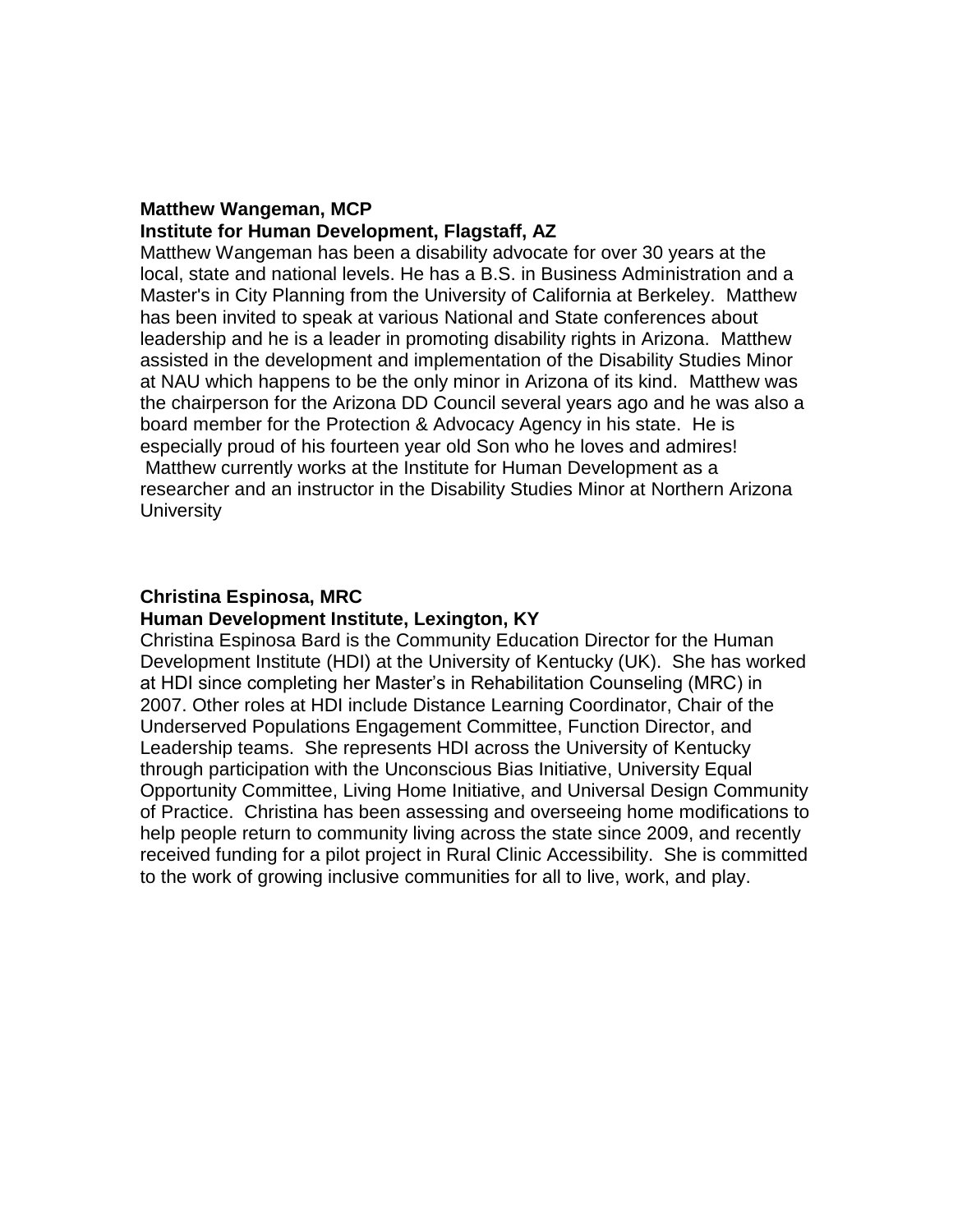**Matthew Wangeman, MCP**
**Institute for Human Development, Flagstaff, AZ**

Matthew Wangeman has been a disability advocate for over 30 years at the local, state and national levels. He has a B.S. in Business Administration and a Master's in City Planning from the University of California at Berkeley. Matthew has been invited to speak at various National and State conferences about leadership and he is a leader in promoting disability rights in Arizona. Matthew assisted in the development and implementation of the Disability Studies Minor at NAU which happens to be the only minor in Arizona of its kind. Matthew was the chairperson for the Arizona DD Council several years ago and he was also a board member for the Protection & Advocacy Agency in his state. He is especially proud of his fourteen year old Son who he loves and admires! Matthew currently works at the Institute for Human Development as a researcher and an instructor in the Disability Studies Minor at Northern Arizona University

**Christina Espinosa, MRC**
**Human Development Institute, Lexington, KY**

Christina Espinosa Bard is the Community Education Director for the Human Development Institute (HDI) at the University of Kentucky (UK). She has worked at HDI since completing her Master's in Rehabilitation Counseling (MRC) in 2007. Other roles at HDI include Distance Learning Coordinator, Chair of the Underserved Populations Engagement Committee, Function Director, and Leadership teams. She represents HDI across the University of Kentucky through participation with the Unconscious Bias Initiative, University Equal Opportunity Committee, Living Home Initiative, and Universal Design Community of Practice. Christina has been assessing and overseeing home modifications to help people return to community living across the state since 2009, and recently received funding for a pilot project in Rural Clinic Accessibility. She is committed to the work of growing inclusive communities for all to live, work, and play.